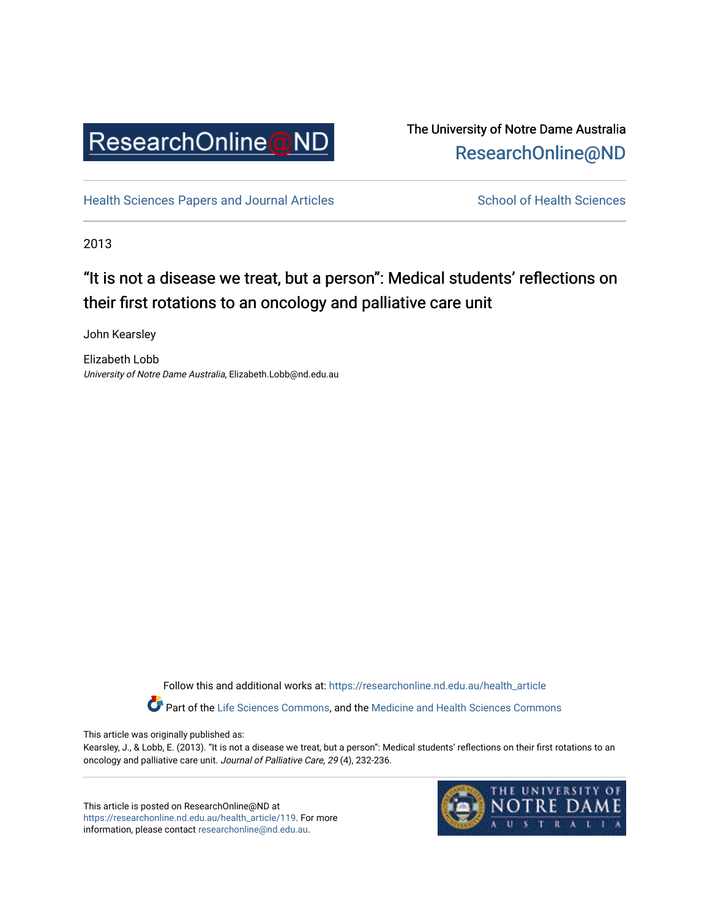ResearchOnline@ND

The University of Notre Dame Australia
ResearchOnline@ND

Health Sciences Papers and Journal Articles

School of Health Sciences

2013

# "It is not a disease we treat, but a person": Medical students' reflections on their first rotations to an oncology and palliative care unit

John Kearsley

Elizabeth Lobb
*University of Notre Dame Australia*, Elizabeth.Lobb@nd.edu.au

Follow this and additional works at: https://researchonline.nd.edu.au/health_article

Part of the Life Sciences Commons, and the Medicine and Health Sciences Commons

This article was originally published as:
Kearsley, J., & Lobb, E. (2013). "It is not a disease we treat, but a person": Medical students' reflections on their first rotations to an oncology and palliative care unit. *Journal of Palliative Care, 29* (4), 232-236.

This article is posted on ResearchOnline@ND at https://researchonline.nd.edu.au/health_article/119. For more information, please contact researchonline@nd.edu.au.

THE UNIVERSITY OF NOTRE DAME AUSTRALIA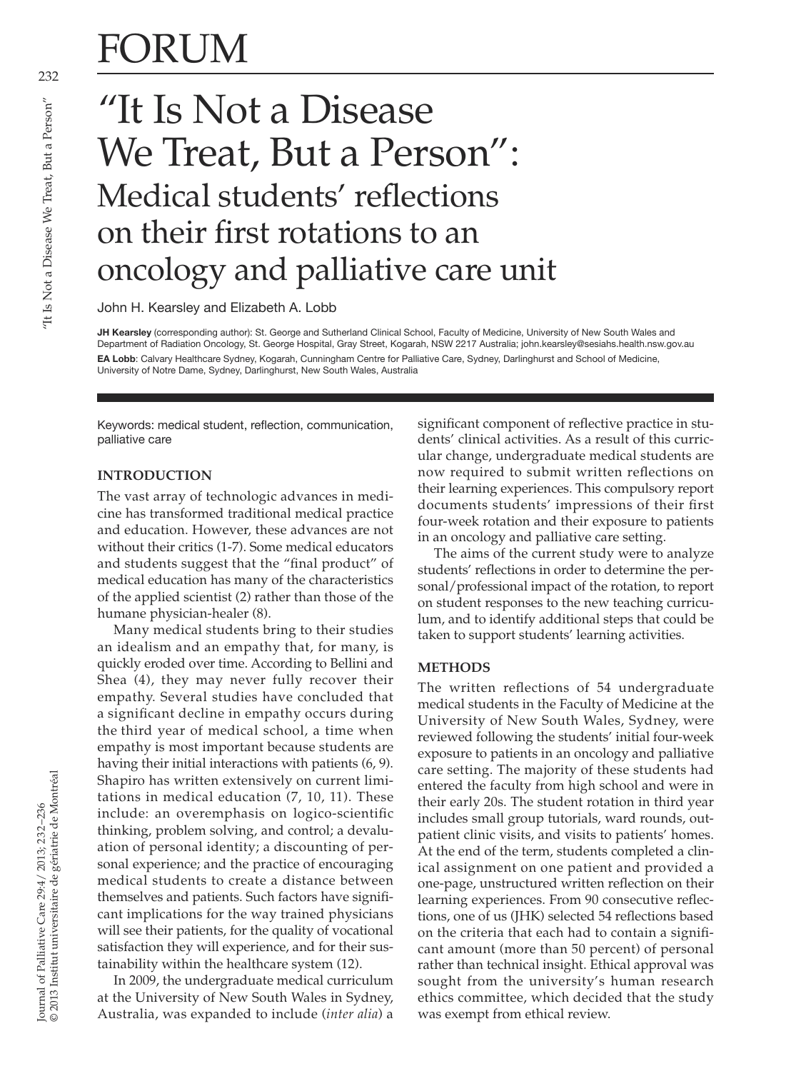# FORUM

# "It Is Not a Disease We Treat, But a Person": Medical students' reflections on their first rotations to an oncology and palliative care unit

John H. Kearsley and Elizabeth A. Lobb

**JH Kearsley** (corresponding author): St. George and Sutherland Clinical School, Faculty of Medicine, University of New South Wales and Department of Radiation Oncology, St. George Hospital, Gray Street, Kogarah, NSW 2217 Australia; john.kearsley@sesiahs.health.nsw.gov.au

**EA Lobb**: Calvary Healthcare Sydney, Kogarah, Cunningham Centre for Palliative Care, Sydney, Darlinghurst and School of Medicine, University of Notre Dame, Sydney, Darlinghurst, New South Wales, Australia

Keywords: medical student, reflection, communication, palliative care

## INTRODUCTION

The vast array of technologic advances in medicine has transformed traditional medical practice and education. However, these advances are not without their critics (1-7). Some medical educators and students suggest that the "final product" of medical education has many of the characteristics of the applied scientist (2) rather than those of the humane physician-healer (8).

Many medical students bring to their studies an idealism and an empathy that, for many, is quickly eroded over time. According to Bellini and Shea (4), they may never fully recover their empathy. Several studies have concluded that a significant decline in empathy occurs during the third year of medical school, a time when empathy is most important because students are having their initial interactions with patients (6, 9). Shapiro has written extensively on current limitations in medical education (7, 10, 11). These include: an overemphasis on logico-scientific thinking, problem solving, and control; a devaluation of personal identity; a discounting of personal experience; and the practice of encouraging medical students to create a distance between themselves and patients. Such factors have significant implications for the way trained physicians will see their patients, for the quality of vocational satisfaction they will experience, and for their sustainability within the healthcare system (12).

In 2009, the undergraduate medical curriculum at the University of New South Wales in Sydney, Australia, was expanded to include (*inter alia*) a significant component of reflective practice in students' clinical activities. As a result of this curricular change, undergraduate medical students are now required to submit written reflections on their learning experiences. This compulsory report documents students' impressions of their first four-week rotation and their exposure to patients in an oncology and palliative care setting.

The aims of the current study were to analyze students' reflections in order to determine the personal/professional impact of the rotation, to report on student responses to the new teaching curriculum, and to identify additional steps that could be taken to support students' learning activities.

## METHODS

The written reflections of 54 undergraduate medical students in the Faculty of Medicine at the University of New South Wales, Sydney, were reviewed following the students' initial four-week exposure to patients in an oncology and palliative care setting. The majority of these students had entered the faculty from high school and were in their early 20s. The student rotation in third year includes small group tutorials, ward rounds, outpatient clinic visits, and visits to patients' homes. At the end of the term, students completed a clinical assignment on one patient and provided a one-page, unstructured written reflection on their learning experiences. From 90 consecutive reflections, one of us (JHK) selected 54 reflections based on the criteria that each had to contain a significant amount (more than 50 percent) of personal rather than technical insight. Ethical approval was sought from the university's human research ethics committee, which decided that the study was exempt from ethical review.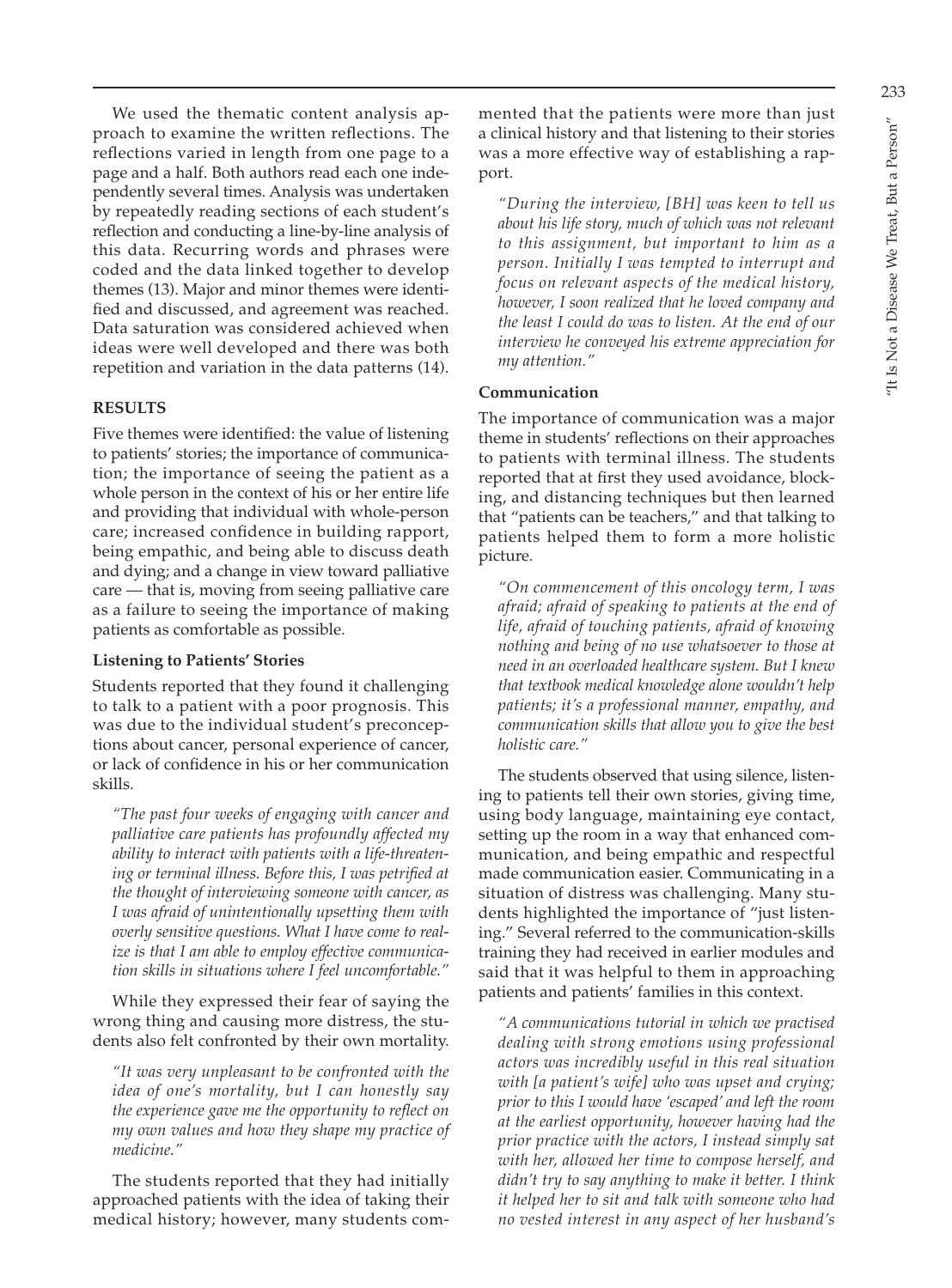We used the thematic content analysis approach to examine the written reflections. The reflections varied in length from one page to a page and a half. Both authors read each one independently several times. Analysis was undertaken by repeatedly reading sections of each student's reflection and conducting a line-by-line analysis of this data. Recurring words and phrases were coded and the data linked together to develop themes (13). Major and minor themes were identified and discussed, and agreement was reached. Data saturation was considered achieved when ideas were well developed and there was both repetition and variation in the data patterns (14).

## RESULTS

Five themes were identified: the value of listening to patients' stories; the importance of communication; the importance of seeing the patient as a whole person in the context of his or her entire life and providing that individual with whole-person care; increased confidence in building rapport, being empathic, and being able to discuss death and dying; and a change in view toward palliative care — that is, moving from seeing palliative care as a failure to seeing the importance of making patients as comfortable as possible.

### Listening to Patients' Stories

Students reported that they found it challenging to talk to a patient with a poor prognosis. This was due to the individual student's preconceptions about cancer, personal experience of cancer, or lack of confidence in his or her communication skills.

> *"The past four weeks of engaging with cancer and palliative care patients has profoundly affected my ability to interact with patients with a life-threatening or terminal illness. Before this, I was petrified at the thought of interviewing someone with cancer, as I was afraid of unintentionally upsetting them with overly sensitive questions. What I have come to realize is that I am able to employ effective communication skills in situations where I feel uncomfortable."*

While they expressed their fear of saying the wrong thing and causing more distress, the students also felt confronted by their own mortality.

> *"It was very unpleasant to be confronted with the idea of one's mortality, but I can honestly say the experience gave me the opportunity to reflect on my own values and how they shape my practice of medicine."*

The students reported that they had initially approached patients with the idea of taking their medical history; however, many students commented that the patients were more than just a clinical history and that listening to their stories was a more effective way of establishing a rapport.

> *"During the interview, [BH] was keen to tell us about his life story, much of which was not relevant to this assignment, but important to him as a person. Initially I was tempted to interrupt and focus on relevant aspects of the medical history, however, I soon realized that he loved company and the least I could do was to listen. At the end of our interview he conveyed his extreme appreciation for my attention."*

### Communication

The importance of communication was a major theme in students' reflections on their approaches to patients with terminal illness. The students reported that at first they used avoidance, blocking, and distancing techniques but then learned that "patients can be teachers," and that talking to patients helped them to form a more holistic picture.

> *"On commencement of this oncology term, I was afraid; afraid of speaking to patients at the end of life, afraid of touching patients, afraid of knowing nothing and being of no use whatsoever to those at need in an overloaded healthcare system. But I knew that textbook medical knowledge alone wouldn't help patients; it's a professional manner, empathy, and communication skills that allow you to give the best holistic care."*

The students observed that using silence, listening to patients tell their own stories, giving time, using body language, maintaining eye contact, setting up the room in a way that enhanced communication, and being empathic and respectful made communication easier. Communicating in a situation of distress was challenging. Many students highlighted the importance of "just listening." Several referred to the communication-skills training they had received in earlier modules and said that it was helpful to them in approaching patients and patients' families in this context.

> *"A communications tutorial in which we practised dealing with strong emotions using professional actors was incredibly useful in this real situation with [a patient's wife] who was upset and crying; prior to this I would have 'escaped' and left the room at the earliest opportunity, however having had the prior practice with the actors, I instead simply sat with her, allowed her time to compose herself, and didn't try to say anything to make it better. I think it helped her to sit and talk with someone who had no vested interest in any aspect of her husband's*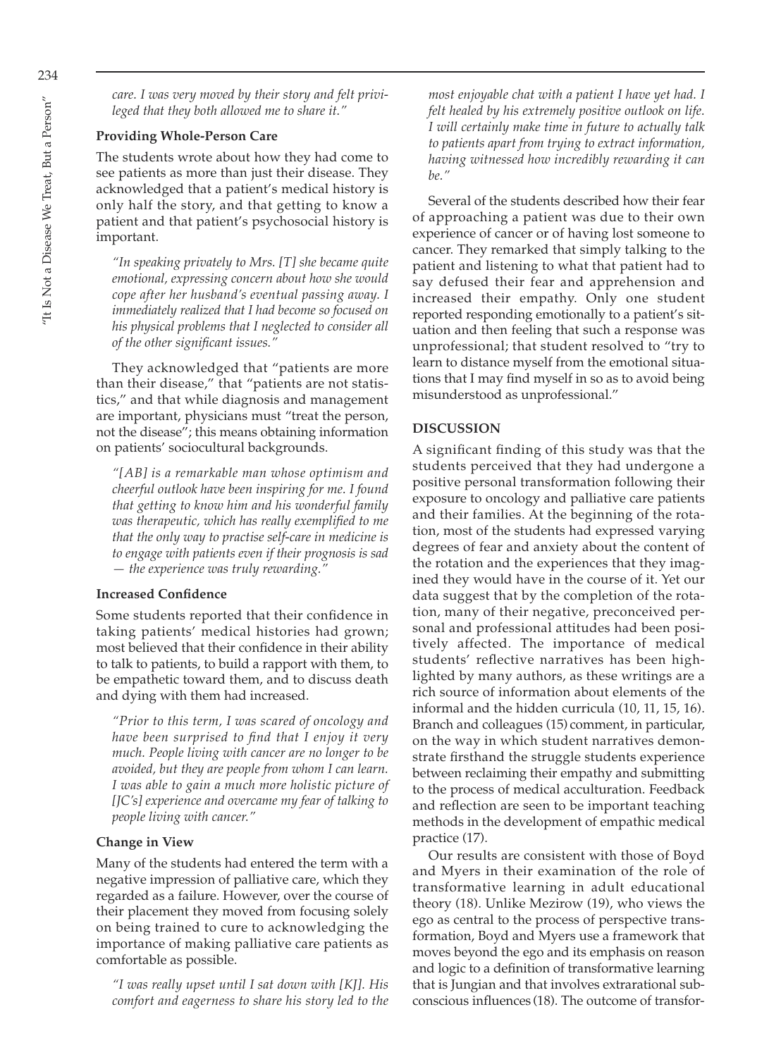*care. I was very moved by their story and felt privileged that they both allowed me to share it."*

### Providing Whole-Person Care

The students wrote about how they had come to see patients as more than just their disease. They acknowledged that a patient's medical history is only half the story, and that getting to know a patient and that patient's psychosocial history is important.

> *"In speaking privately to Mrs. [T] she became quite emotional, expressing concern about how she would cope after her husband's eventual passing away. I immediately realized that I had become so focused on his physical problems that I neglected to consider all of the other significant issues."*

They acknowledged that "patients are more than their disease," that "patients are not statistics," and that while diagnosis and management are important, physicians must "treat the person, not the disease"; this means obtaining information on patients' sociocultural backgrounds.

> *"[AB] is a remarkable man whose optimism and cheerful outlook have been inspiring for me. I found that getting to know him and his wonderful family was therapeutic, which has really exemplified to me that the only way to practise self-care in medicine is to engage with patients even if their prognosis is sad — the experience was truly rewarding."*

### Increased Confidence

Some students reported that their confidence in taking patients' medical histories had grown; most believed that their confidence in their ability to talk to patients, to build a rapport with them, to be empathetic toward them, and to discuss death and dying with them had increased.

> *"Prior to this term, I was scared of oncology and have been surprised to find that I enjoy it very much. People living with cancer are no longer to be avoided, but they are people from whom I can learn. I was able to gain a much more holistic picture of [JC's] experience and overcame my fear of talking to people living with cancer."*

### Change in View

Many of the students had entered the term with a negative impression of palliative care, which they regarded as a failure. However, over the course of their placement they moved from focusing solely on being trained to cure to acknowledging the importance of making palliative care patients as comfortable as possible.

> *"I was really upset until I sat down with [KJ]. His comfort and eagerness to share his story led to the most enjoyable chat with a patient I have yet had. I felt healed by his extremely positive outlook on life. I will certainly make time in future to actually talk to patients apart from trying to extract information, having witnessed how incredibly rewarding it can be."*

Several of the students described how their fear of approaching a patient was due to their own experience of cancer or of having lost someone to cancer. They remarked that simply talking to the patient and listening to what that patient had to say defused their fear and apprehension and increased their empathy. Only one student reported responding emotionally to a patient's situation and then feeling that such a response was unprofessional; that student resolved to "try to learn to distance myself from the emotional situations that I may find myself in so as to avoid being misunderstood as unprofessional."

## DISCUSSION

A significant finding of this study was that the students perceived that they had undergone a positive personal transformation following their exposure to oncology and palliative care patients and their families. At the beginning of the rotation, most of the students had expressed varying degrees of fear and anxiety about the content of the rotation and the experiences that they imagined they would have in the course of it. Yet our data suggest that by the completion of the rotation, many of their negative, preconceived personal and professional attitudes had been positively affected. The importance of medical students' reflective narratives has been highlighted by many authors, as these writings are a rich source of information about elements of the informal and the hidden curricula (10, 11, 15, 16). Branch and colleagues (15) comment, in particular, on the way in which student narratives demonstrate firsthand the struggle students experience between reclaiming their empathy and submitting to the process of medical acculturation. Feedback and reflection are seen to be important teaching methods in the development of empathic medical practice (17).

Our results are consistent with those of Boyd and Myers in their examination of the role of transformative learning in adult educational theory (18). Unlike Mezirow (19), who views the ego as central to the process of perspective transformation, Boyd and Myers use a framework that moves beyond the ego and its emphasis on reason and logic to a definition of transformative learning that is Jungian and that involves extrarational subconscious influences (18). The outcome of transfor-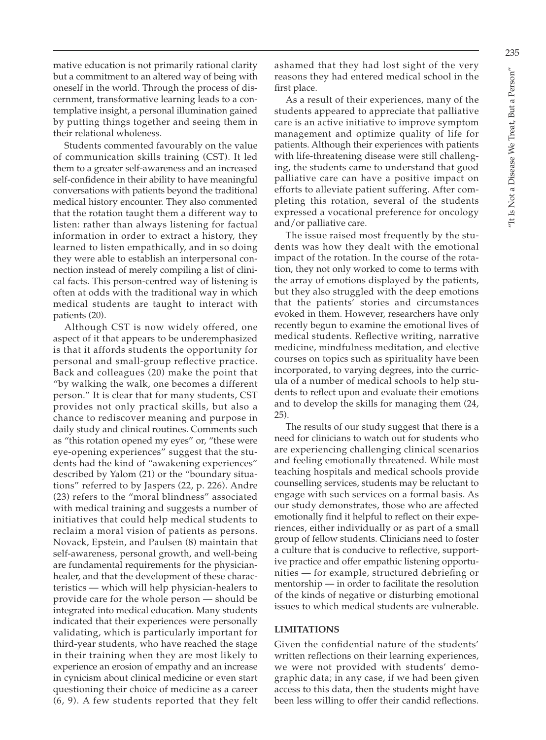mative education is not primarily rational clarity but a commitment to an altered way of being with oneself in the world. Through the process of discernment, transformative learning leads to a contemplative insight, a personal illumination gained by putting things together and seeing them in their relational wholeness.

Students commented favourably on the value of communication skills training (CST). It led them to a greater self-awareness and an increased self-confidence in their ability to have meaningful conversations with patients beyond the traditional medical history encounter. They also commented that the rotation taught them a different way to listen: rather than always listening for factual information in order to extract a history, they learned to listen empathically, and in so doing they were able to establish an interpersonal connection instead of merely compiling a list of clinical facts. This person-centred way of listening is often at odds with the traditional way in which medical students are taught to interact with patients (20).

Although CST is now widely offered, one aspect of it that appears to be underemphasized is that it affords students the opportunity for personal and small-group reflective practice. Back and colleagues (20) make the point that "by walking the walk, one becomes a different person." It is clear that for many students, CST provides not only practical skills, but also a chance to rediscover meaning and purpose in daily study and clinical routines. Comments such as "this rotation opened my eyes" or, "these were eye-opening experiences" suggest that the students had the kind of "awakening experiences" described by Yalom (21) or the "boundary situations" referred to by Jaspers (22, p. 226). Andre (23) refers to the "moral blindness" associated with medical training and suggests a number of initiatives that could help medical students to reclaim a moral vision of patients as persons. Novack, Epstein, and Paulsen (8) maintain that self-awareness, personal growth, and well-being are fundamental requirements for the physician-healer, and that the development of these characteristics — which will help physician-healers to provide care for the whole person — should be integrated into medical education. Many students indicated that their experiences were personally validating, which is particularly important for third-year students, who have reached the stage in their training when they are most likely to experience an erosion of empathy and an increase in cynicism about clinical medicine or even start questioning their choice of medicine as a career (6, 9). A few students reported that they felt ashamed that they had lost sight of the very reasons they had entered medical school in the first place.

As a result of their experiences, many of the students appeared to appreciate that palliative care is an active initiative to improve symptom management and optimize quality of life for patients. Although their experiences with patients with life-threatening disease were still challenging, the students came to understand that good palliative care can have a positive impact on efforts to alleviate patient suffering. After completing this rotation, several of the students expressed a vocational preference for oncology and/or palliative care.

The issue raised most frequently by the students was how they dealt with the emotional impact of the rotation. In the course of the rotation, they not only worked to come to terms with the array of emotions displayed by the patients, but they also struggled with the deep emotions that the patients' stories and circumstances evoked in them. However, researchers have only recently begun to examine the emotional lives of medical students. Reflective writing, narrative medicine, mindfulness meditation, and elective courses on topics such as spirituality have been incorporated, to varying degrees, into the curricula of a number of medical schools to help students to reflect upon and evaluate their emotions and to develop the skills for managing them (24, 25).

The results of our study suggest that there is a need for clinicians to watch out for students who are experiencing challenging clinical scenarios and feeling emotionally threatened. While most teaching hospitals and medical schools provide counselling services, students may be reluctant to engage with such services on a formal basis. As our study demonstrates, those who are affected emotionally find it helpful to reflect on their experiences, either individually or as part of a small group of fellow students. Clinicians need to foster a culture that is conducive to reflective, supportive practice and offer empathic listening opportunities — for example, structured debriefing or mentorship — in order to facilitate the resolution of the kinds of negative or disturbing emotional issues to which medical students are vulnerable.

## LIMITATIONS

Given the confidential nature of the students' written reflections on their learning experiences, we were not provided with students' demographic data; in any case, if we had been given access to this data, then the students might have been less willing to offer their candid reflections.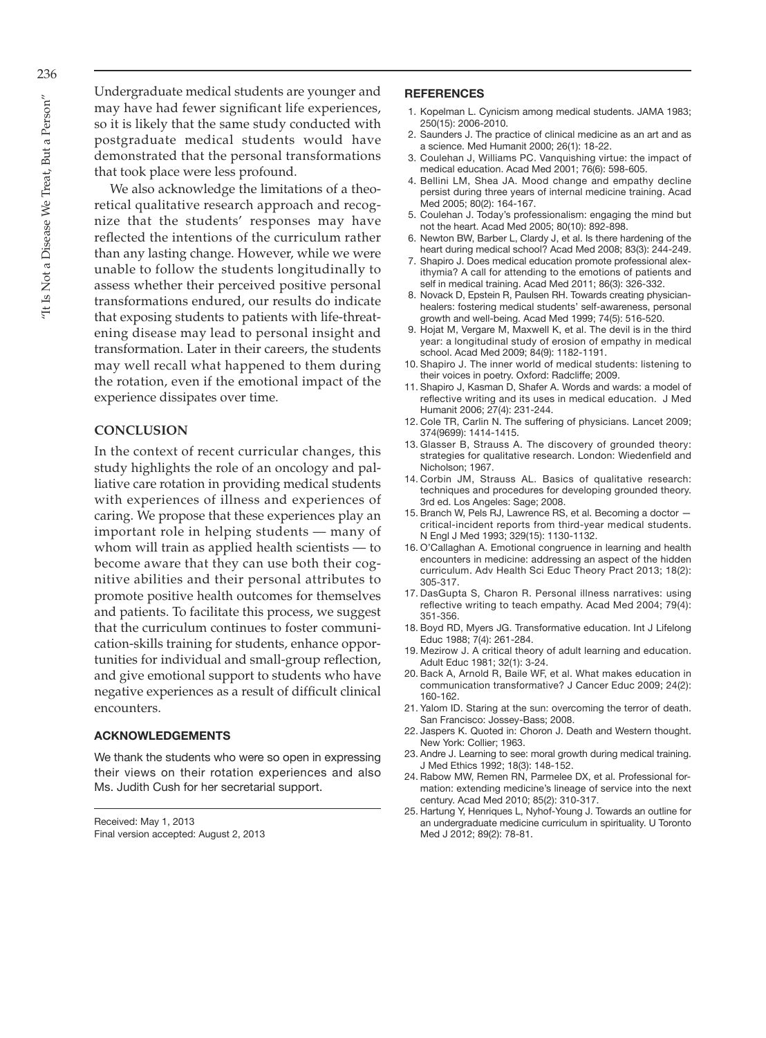Undergraduate medical students are younger and may have had fewer significant life experiences, so it is likely that the same study conducted with postgraduate medical students would have demonstrated that the personal transformations that took place were less profound.

We also acknowledge the limitations of a theoretical qualitative research approach and recognize that the students' responses may have reflected the intentions of the curriculum rather than any lasting change. However, while we were unable to follow the students longitudinally to assess whether their perceived positive personal transformations endured, our results do indicate that exposing students to patients with life-threatening disease may lead to personal insight and transformation. Later in their careers, the students may well recall what happened to them during the rotation, even if the emotional impact of the experience dissipates over time.

## CONCLUSION

In the context of recent curricular changes, this study highlights the role of an oncology and palliative care rotation in providing medical students with experiences of illness and experiences of caring. We propose that these experiences play an important role in helping students — many of whom will train as applied health scientists — to become aware that they can use both their cognitive abilities and their personal attributes to promote positive health outcomes for themselves and patients. To facilitate this process, we suggest that the curriculum continues to foster communication-skills training for students, enhance opportunities for individual and small-group reflection, and give emotional support to students who have negative experiences as a result of difficult clinical encounters.

## ACKNOWLEDGEMENTS

We thank the students who were so open in expressing their views on their rotation experiences and also Ms. Judith Cush for her secretarial support.

Received: May 1, 2013
Final version accepted: August 2, 2013

## REFERENCES

1. Kopelman L. Cynicism among medical students. JAMA 1983; 250(15): 2006-2010.
2. Saunders J. The practice of clinical medicine as an art and as a science. Med Humanit 2000; 26(1): 18-22.
3. Coulehan J, Williams PC. Vanquishing virtue: the impact of medical education. Acad Med 2001; 76(6): 598-605.
4. Bellini LM, Shea JA. Mood change and empathy decline persist during three years of internal medicine training. Acad Med 2005; 80(2): 164-167.
5. Coulehan J. Today's professionalism: engaging the mind but not the heart. Acad Med 2005; 80(10): 892-898.
6. Newton BW, Barber L, Clardy J, et al. Is there hardening of the heart during medical school? Acad Med 2008; 83(3): 244-249.
7. Shapiro J. Does medical education promote professional alexithymia? A call for attending to the emotions of patients and self in medical training. Acad Med 2011; 86(3): 326-332.
8. Novack D, Epstein R, Paulsen RH. Towards creating physician-healers: fostering medical students' self-awareness, personal growth and well-being. Acad Med 1999; 74(5): 516-520.
9. Hojat M, Vergare M, Maxwell K, et al. The devil is in the third year: a longitudinal study of erosion of empathy in medical school. Acad Med 2009; 84(9): 1182-1191.
10. Shapiro J. The inner world of medical students: listening to their voices in poetry. Oxford: Radcliffe; 2009.
11. Shapiro J, Kasman D, Shafer A. Words and wards: a model of reflective writing and its uses in medical education. J Med Humanit 2006; 27(4): 231-244.
12. Cole TR, Carlin N. The suffering of physicians. Lancet 2009; 374(9699): 1414-1415.
13. Glasser B, Strauss A. The discovery of grounded theory: strategies for qualitative research. London: Wiedenfield and Nicholson; 1967.
14. Corbin JM, Strauss AL. Basics of qualitative research: techniques and procedures for developing grounded theory. 3rd ed. Los Angeles: Sage; 2008.
15. Branch W, Pels RJ, Lawrence RS, et al. Becoming a doctor — critical-incident reports from third-year medical students. N Engl J Med 1993; 329(15): 1130-1132.
16. O'Callaghan A. Emotional congruence in learning and health encounters in medicine: addressing an aspect of the hidden curriculum. Adv Health Sci Educ Theory Pract 2013; 18(2): 305-317.
17. DasGupta S, Charon R. Personal illness narratives: using reflective writing to teach empathy. Acad Med 2004; 79(4): 351-356.
18. Boyd RD, Myers JG. Transformative education. Int J Lifelong Educ 1988; 7(4): 261-284.
19. Mezirow J. A critical theory of adult learning and education. Adult Educ 1981; 32(1): 3-24.
20. Back A, Arnold R, Baile WF, et al. What makes education in communication transformative? J Cancer Educ 2009; 24(2): 160-162.
21. Yalom ID. Staring at the sun: overcoming the terror of death. San Francisco: Jossey-Bass; 2008.
22. Jaspers K. Quoted in: Choron J. Death and Western thought. New York: Collier; 1963.
23. Andre J. Learning to see: moral growth during medical training. J Med Ethics 1992; 18(3): 148-152.
24. Rabow MW, Remen RN, Parmelee DX, et al. Professional formation: extending medicine's lineage of service into the next century. Acad Med 2010; 85(2): 310-317.
25. Hartung Y, Henriques L, Nyhof-Young J. Towards an outline for an undergraduate medicine curriculum in spirituality. U Toronto Med J 2012; 89(2): 78-81.